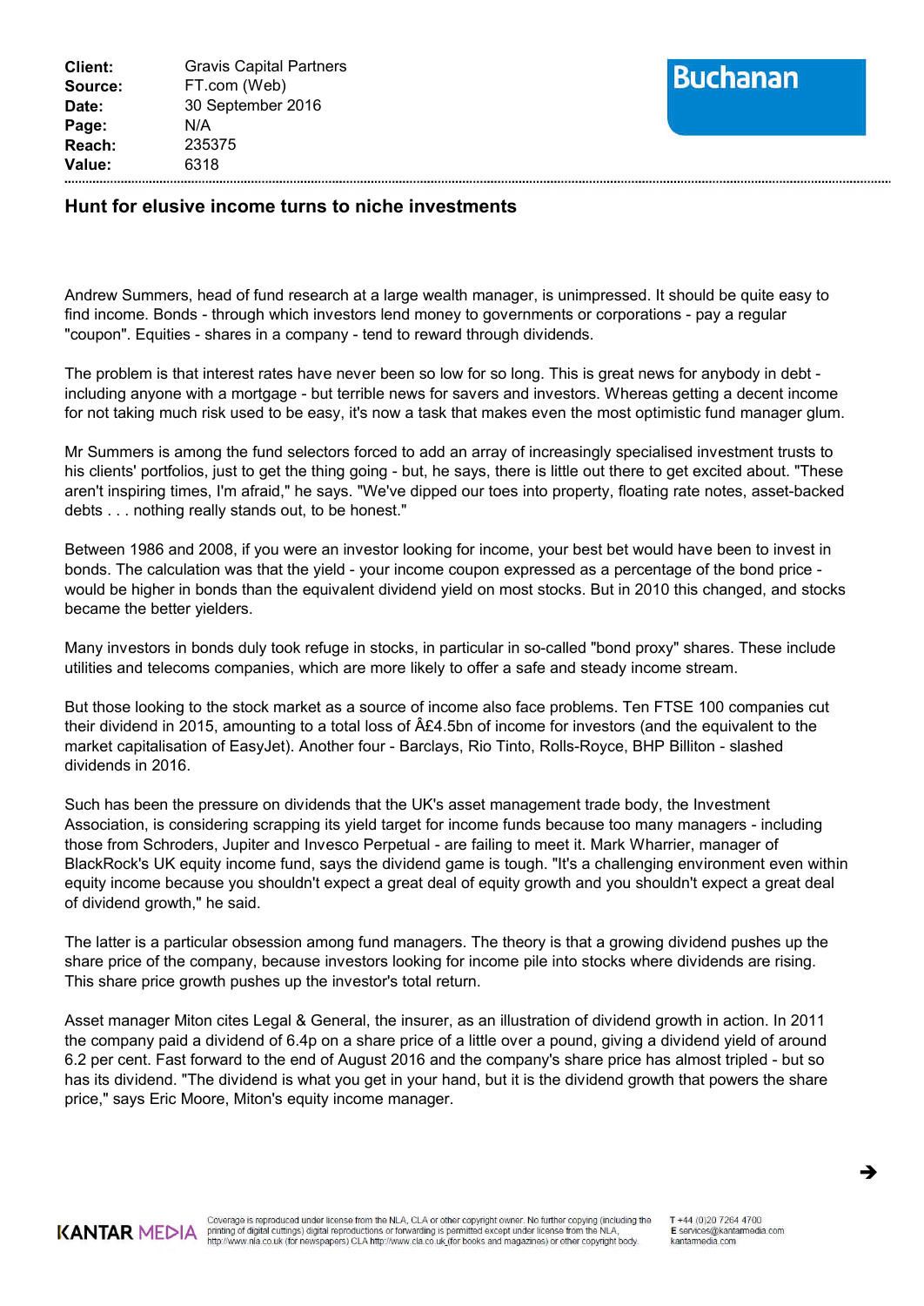| | |
|---|---|
| **Client:** | Gravis Capital Partners |
| **Source:** | FT.com (Web) |
| **Date:** | 30 September 2016 |
| **Page:** | N/A |
| **Reach:** | 235375 |
| **Value:** | 6318 |

Buchanan

### Hunt for elusive income turns to niche investments

Andrew Summers, head of fund research at a large wealth manager, is unimpressed. It should be quite easy to find income. Bonds - through which investors lend money to governments or corporations - pay a regular "coupon". Equities - shares in a company - tend to reward through dividends.

The problem is that interest rates have never been so low for so long. This is great news for anybody in debt - including anyone with a mortgage - but terrible news for savers and investors. Whereas getting a decent income for not taking much risk used to be easy, it's now a task that makes even the most optimistic fund manager glum.

Mr Summers is among the fund selectors forced to add an array of increasingly specialised investment trusts to his clients' portfolios, just to get the thing going - but, he says, there is little out there to get excited about. "These aren't inspiring times, I'm afraid," he says. "We've dipped our toes into property, floating rate notes, asset-backed debts . . . nothing really stands out, to be honest."

Between 1986 and 2008, if you were an investor looking for income, your best bet would have been to invest in bonds. The calculation was that the yield - your income coupon expressed as a percentage of the bond price - would be higher in bonds than the equivalent dividend yield on most stocks. But in 2010 this changed, and stocks became the better yielders.

Many investors in bonds duly took refuge in stocks, in particular in so-called "bond proxy" shares. These include utilities and telecoms companies, which are more likely to offer a safe and steady income stream.

But those looking to the stock market as a source of income also face problems. Ten FTSE 100 companies cut their dividend in 2015, amounting to a total loss of Â£4.5bn of income for investors (and the equivalent to the market capitalisation of EasyJet). Another four - Barclays, Rio Tinto, Rolls-Royce, BHP Billiton - slashed dividends in 2016.

Such has been the pressure on dividends that the UK's asset management trade body, the Investment Association, is considering scrapping its yield target for income funds because too many managers - including those from Schroders, Jupiter and Invesco Perpetual - are failing to meet it. Mark Wharrier, manager of BlackRock's UK equity income fund, says the dividend game is tough. "It's a challenging environment even within equity income because you shouldn't expect a great deal of equity growth and you shouldn't expect a great deal of dividend growth," he said.

The latter is a particular obsession among fund managers. The theory is that a growing dividend pushes up the share price of the company, because investors looking for income pile into stocks where dividends are rising. This share price growth pushes up the investor's total return.

Asset manager Miton cites Legal & General, the insurer, as an illustration of dividend growth in action. In 2011 the company paid a dividend of 6.4p on a share price of a little over a pound, giving a dividend yield of around 6.2 per cent. Fast forward to the end of August 2016 and the company's share price has almost tripled - but so has its dividend. "The dividend is what you get in your hand, but it is the dividend growth that powers the share price," says Eric Moore, Miton's equity income manager.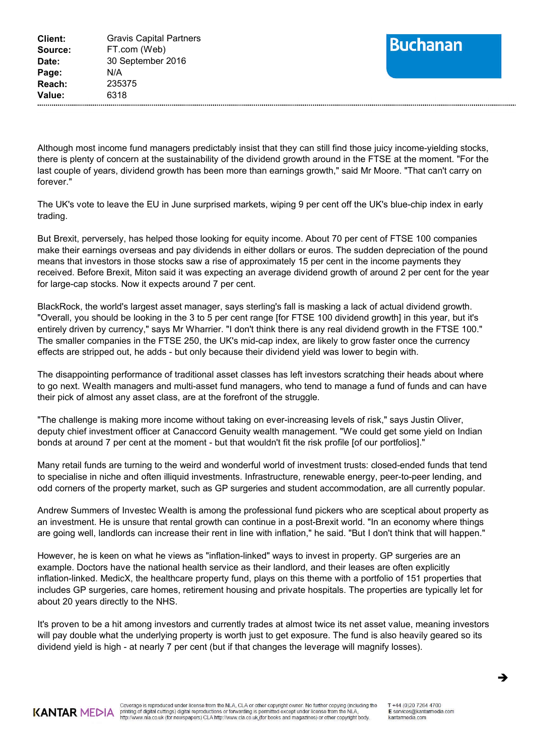Although most income fund managers predictably insist that they can still find those juicy income-yielding stocks, there is plenty of concern at the sustainability of the dividend growth around in the FTSE at the moment. "For the last couple of years, dividend growth has been more than earnings growth," said Mr Moore. "That can't carry on forever."

The UK's vote to leave the EU in June surprised markets, wiping 9 per cent off the UK's blue-chip index in early trading.

But Brexit, perversely, has helped those looking for equity income. About 70 per cent of FTSE 100 companies make their earnings overseas and pay dividends in either dollars or euros. The sudden depreciation of the pound means that investors in those stocks saw a rise of approximately 15 per cent in the income payments they received. Before Brexit, Miton said it was expecting an average dividend growth of around 2 per cent for the year for large-cap stocks. Now it expects around 7 per cent.

BlackRock, the world's largest asset manager, says sterling's fall is masking a lack of actual dividend growth. "Overall, you should be looking in the 3 to 5 per cent range [for FTSE 100 dividend growth] in this year, but it's entirely driven by currency," says Mr Wharrier. "I don't think there is any real dividend growth in the FTSE 100." The smaller companies in the FTSE 250, the UK's mid-cap index, are likely to grow faster once the currency effects are stripped out, he adds - but only because their dividend yield was lower to begin with.

The disappointing performance of traditional asset classes has left investors scratching their heads about where to go next. Wealth managers and multi-asset fund managers, who tend to manage a fund of funds and can have their pick of almost any asset class, are at the forefront of the struggle.

"The challenge is making more income without taking on ever-increasing levels of risk," says Justin Oliver, deputy chief investment officer at Canaccord Genuity wealth management. "We could get some yield on Indian bonds at around 7 per cent at the moment - but that wouldn't fit the risk profile [of our portfolios]."

Many retail funds are turning to the weird and wonderful world of investment trusts: closed-ended funds that tend to specialise in niche and often illiquid investments. Infrastructure, renewable energy, peer-to-peer lending, and odd corners of the property market, such as GP surgeries and student accommodation, are all currently popular.

Andrew Summers of Investec Wealth is among the professional fund pickers who are sceptical about property as an investment. He is unsure that rental growth can continue in a post-Brexit world. "In an economy where things are going well, landlords can increase their rent in line with inflation," he said. "But I don't think that will happen."

However, he is keen on what he views as "inflation-linked" ways to invest in property. GP surgeries are an example. Doctors have the national health service as their landlord, and their leases are often explicitly inflation-linked. MedicX, the healthcare property fund, plays on this theme with a portfolio of 151 properties that includes GP surgeries, care homes, retirement housing and private hospitals. The properties are typically let for about 20 years directly to the NHS.

It's proven to be a hit among investors and currently trades at almost twice its net asset value, meaning investors will pay double what the underlying property is worth just to get exposure. The fund is also heavily geared so its dividend yield is high - at nearly 7 per cent (but if that changes the leverage will magnify losses).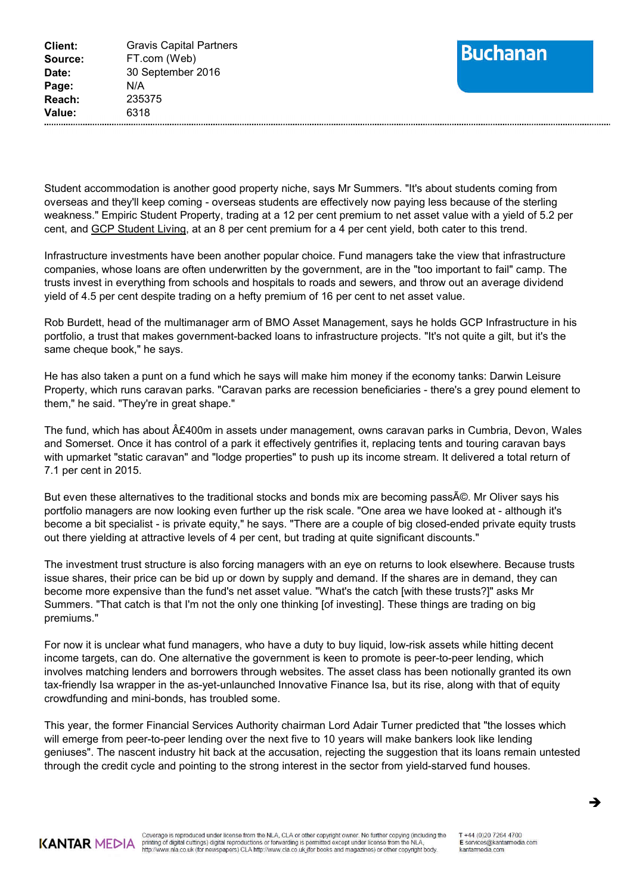Student accommodation is another good property niche, says Mr Summers. "It's about students coming from overseas and they'll keep coming - overseas students are effectively now paying less because of the sterling weakness." Empiric Student Property, trading at a 12 per cent premium to net asset value with a yield of 5.2 per cent, and GCP Student Living, at an 8 per cent premium for a 4 per cent yield, both cater to this trend.

Infrastructure investments have been another popular choice. Fund managers take the view that infrastructure companies, whose loans are often underwritten by the government, are in the "too important to fail" camp. The trusts invest in everything from schools and hospitals to roads and sewers, and throw out an average dividend yield of 4.5 per cent despite trading on a hefty premium of 16 per cent to net asset value.

Rob Burdett, head of the multimanager arm of BMO Asset Management, says he holds GCP Infrastructure in his portfolio, a trust that makes government-backed loans to infrastructure projects. "It's not quite a gilt, but it's the same cheque book," he says.

He has also taken a punt on a fund which he says will make him money if the economy tanks: Darwin Leisure Property, which runs caravan parks. "Caravan parks are recession beneficiaries - there's a grey pound element to them," he said. "They're in great shape."

The fund, which has about Â£400m in assets under management, owns caravan parks in Cumbria, Devon, Wales and Somerset. Once it has control of a park it effectively gentrifies it, replacing tents and touring caravan bays with upmarket "static caravan" and "lodge properties" to push up its income stream. It delivered a total return of 7.1 per cent in 2015.

But even these alternatives to the traditional stocks and bonds mix are becoming passÃ©. Mr Oliver says his portfolio managers are now looking even further up the risk scale. "One area we have looked at - although it's become a bit specialist - is private equity," he says. "There are a couple of big closed-ended private equity trusts out there yielding at attractive levels of 4 per cent, but trading at quite significant discounts."

The investment trust structure is also forcing managers with an eye on returns to look elsewhere. Because trusts issue shares, their price can be bid up or down by supply and demand. If the shares are in demand, they can become more expensive than the fund's net asset value. "What's the catch [with these trusts?]" asks Mr Summers. "That catch is that I'm not the only one thinking [of investing]. These things are trading on big premiums."

For now it is unclear what fund managers, who have a duty to buy liquid, low-risk assets while hitting decent income targets, can do. One alternative the government is keen to promote is peer-to-peer lending, which involves matching lenders and borrowers through websites. The asset class has been notionally granted its own tax-friendly Isa wrapper in the as-yet-unlaunched Innovative Finance Isa, but its rise, along with that of equity crowdfunding and mini-bonds, has troubled some.

This year, the former Financial Services Authority chairman Lord Adair Turner predicted that "the losses which will emerge from peer-to-peer lending over the next five to 10 years will make bankers look like lending geniuses". The nascent industry hit back at the accusation, rejecting the suggestion that its loans remain untested through the credit cycle and pointing to the strong interest in the sector from yield-starved fund houses.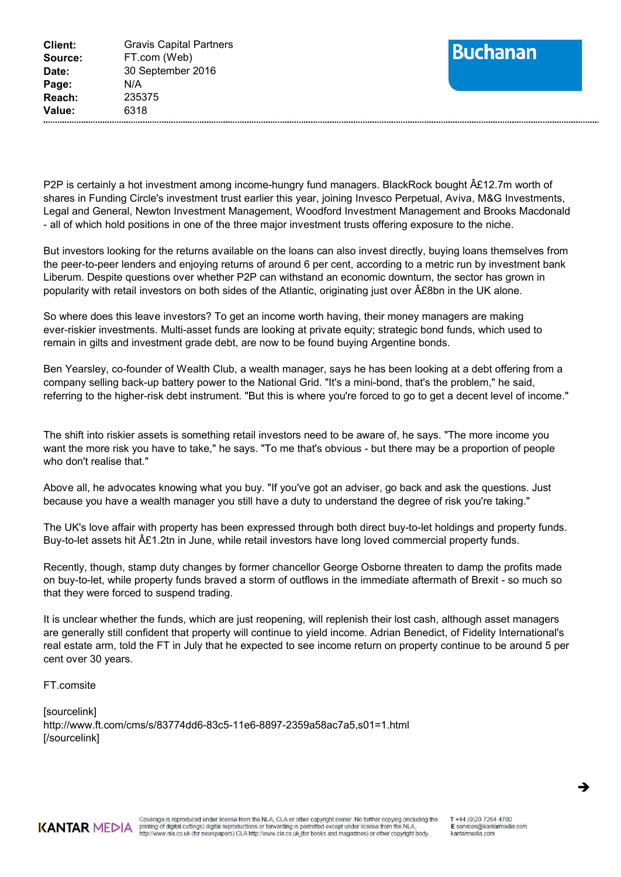P2P is certainly a hot investment among income-hungry fund managers. BlackRock bought Â£12.7m worth of shares in Funding Circle's investment trust earlier this year, joining Invesco Perpetual, Aviva, M&G Investments, Legal and General, Newton Investment Management, Woodford Investment Management and Brooks Macdonald - all of which hold positions in one of the three major investment trusts offering exposure to the niche.

But investors looking for the returns available on the loans can also invest directly, buying loans themselves from the peer-to-peer lenders and enjoying returns of around 6 per cent, according to a metric run by investment bank Liberum. Despite questions over whether P2P can withstand an economic downturn, the sector has grown in popularity with retail investors on both sides of the Atlantic, originating just over Â£8bn in the UK alone.

So where does this leave investors? To get an income worth having, their money managers are making ever-riskier investments. Multi-asset funds are looking at private equity; strategic bond funds, which used to remain in gilts and investment grade debt, are now to be found buying Argentine bonds.

Ben Yearsley, co-founder of Wealth Club, a wealth manager, says he has been looking at a debt offering from a company selling back-up battery power to the National Grid. "It's a mini-bond, that's the problem," he said, referring to the higher-risk debt instrument. "But this is where you're forced to go to get a decent level of income."

The shift into riskier assets is something retail investors need to be aware of, he says. "The more income you want the more risk you have to take," he says. "To me that's obvious - but there may be a proportion of people who don't realise that."

Above all, he advocates knowing what you buy. "If you've got an adviser, go back and ask the questions. Just because you have a wealth manager you still have a duty to understand the degree of risk you're taking."

The UK's love affair with property has been expressed through both direct buy-to-let holdings and property funds. Buy-to-let assets hit Â£1.2tn in June, while retail investors have long loved commercial property funds.

Recently, though, stamp duty changes by former chancellor George Osborne threaten to damp the profits made on buy-to-let, while property funds braved a storm of outflows in the immediate aftermath of Brexit - so much so that they were forced to suspend trading.

It is unclear whether the funds, which are just reopening, will replenish their lost cash, although asset managers are generally still confident that property will continue to yield income. Adrian Benedict, of Fidelity International's real estate arm, told the FT in July that he expected to see income return on property continue to be around 5 per cent over 30 years.

FT.comsite

[sourcelink]
http://www.ft.com/cms/s/83774dd6-83c5-11e6-8897-2359a58ac7a5,s01=1.html
[/sourcelink]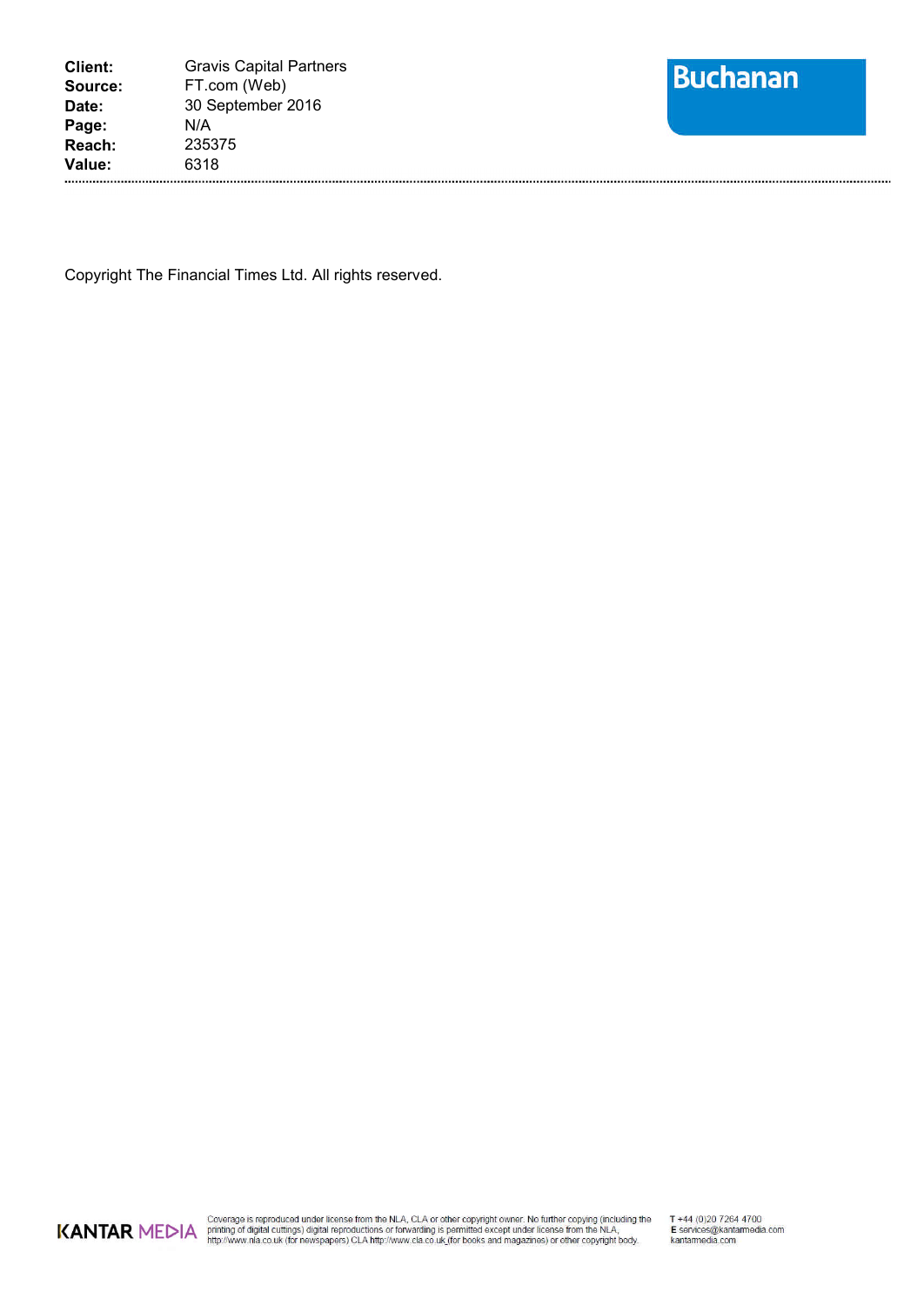| | |
|---|---|
| **Client:** | Gravis Capital Partners |
| **Source:** | FT.com (Web) |
| **Date:** | 30 September 2016 |
| **Page:** | N/A |
| **Reach:** | 235375 |
| **Value:** | 6318 |

Buchanan

Copyright The Financial Times Ltd. All rights reserved.

KANTAR MEDIA

Coverage is reproduced under license from the NLA, CLA or other copyright owner. No further copying (including the printing of digital cuttings) digital reproductions or forwarding is permitted except under license from the NLA, http://www.nla.co.uk (for newspapers) CLA http://www.cla.co.uk (for books and magazines) or other copyright body.

T +44 (0)20 7264 4700
E services@kantarmedia.com
kantarmedia.com